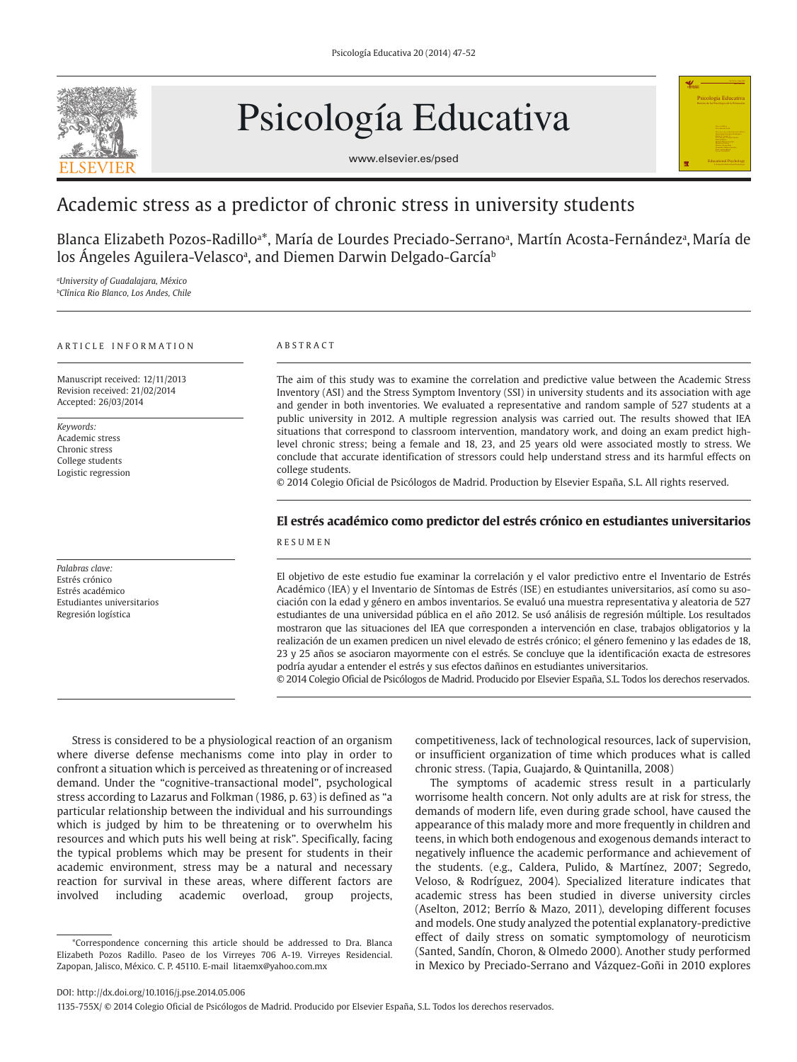# Academic stress as a predictor of chronic stress in university students

Blanca Elizabeth Pozos-Radillo[a]*, María de Lourdes Preciado-Serrano[a], Martín Acosta-Fernández[a], María de los Ángeles Aguilera-Velasco[a], and Diemen Darwin Delgado-García[b]

[a] *University of Guadalajara, México*
[b] *Clínica Rio Blanco, Los Andes, Chile*

ARTICLE INFORMATION

Manuscript received: 12/11/2013
Revision received: 21/02/2014
Accepted: 26/03/2014

*Keywords:*
Academic stress
Chronic stress
College students
Logistic regression

ABSTRACT

The aim of this study was to examine the correlation and predictive value between the Academic Stress Inventory (ASI) and the Stress Symptom Inventory (SSI) in university students and its association with age and gender in both inventories. We evaluated a representative and random sample of 527 students at a public university in 2012. A multiple regression analysis was carried out. The results showed that IEA situations that correspond to classroom intervention, mandatory work, and doing an exam predict high-level chronic stress; being a female and 18, 23, and 25 years old were associated mostly to stress. We conclude that accurate identification of stressors could help understand stress and its harmful effects on college students.

© 2014 Colegio Oficial de Psicólogos de Madrid. Production by Elsevier España, S.L. All rights reserved.

## El estrés académico como predictor del estrés crónico en estudiantes universitarios

*Palabras clave:*
Estrés crónico
Estrés académico
Estudiantes universitarios
Regresión logística

RESUMEN

El objetivo de este estudio fue examinar la correlación y el valor predictivo entre el Inventario de Estrés Académico (IEA) y el Inventario de Síntomas de Estrés (ISE) en estudiantes universitarios, así como su asociación con la edad y género en ambos inventarios. Se evaluó una muestra representativa y aleatoria de 527 estudiantes de una universidad pública en el año 2012. Se usó análisis de regresión múltiple. Los resultados mostraron que las situaciones del IEA que corresponden a intervención en clase, trabajos obligatorios y la realización de un examen predicen un nivel elevado de estrés crónico; el género femenino y las edades de 18, 23 y 25 años se asociaron mayormente con el estrés. Se concluye que la identificación exacta de estresores podría ayudar a entender el estrés y sus efectos dañinos en estudiantes universitarios.

© 2014 Colegio Oficial de Psicólogos de Madrid. Producido por Elsevier España, S.L. Todos los derechos reservados.

Stress is considered to be a physiological reaction of an organism where diverse defense mechanisms come into play in order to confront a situation which is perceived as threatening or of increased demand. Under the "cognitive-transactional model", psychological stress according to Lazarus and Folkman (1986, p. 63) is defined as "a particular relationship between the individual and his surroundings which is judged by him to be threatening or to overwhelm his resources and which puts his well being at risk". Specifically, facing the typical problems which may be present for students in their academic environment, stress may be a natural and necessary reaction for survival in these areas, where different factors are involved including academic overload, group projects, competitiveness, lack of technological resources, lack of supervision, or insufficient organization of time which produces what is called chronic stress. (Tapia, Guajardo, & Quintanilla, 2008)

The symptoms of academic stress result in a particularly worrisome health concern. Not only adults are at risk for stress, the demands of modern life, even during grade school, have caused the appearance of this malady more and more frequently in children and teens, in which both endogenous and exogenous demands interact to negatively influence the academic performance and achievement of the students. (e.g., Caldera, Pulido, & Martínez, 2007; Segredo, Veloso, & Rodríguez, 2004). Specialized literature indicates that academic stress has been studied in diverse university circles (Aselton, 2012; Berrío & Mazo, 2011), developing different focuses and models. One study analyzed the potential explanatory-predictive effect of daily stress on somatic symptomology of neuroticism (Santed, Sandín, Choron, & Olmedo 2000). Another study performed in Mexico by Preciado-Serrano and Vázquez-Goñi in 2010 explores

*Correspondence concerning this article should be addressed to Dra. Blanca Elizabeth Pozos Radillo. Paseo de los Virreyes 706 A-19. Virreyes Residencial. Zapopan, Jalisco, México. C. P. 45110. E-mail litaemx@yahoo.com.mx

DOI: http://dx.doi.org/10.1016/j.pse.2014.05.006
1135-755X/ © 2014 Colegio Oficial de Psicólogos de Madrid. Producido por Elsevier España, S.L. Todos los derechos reservados.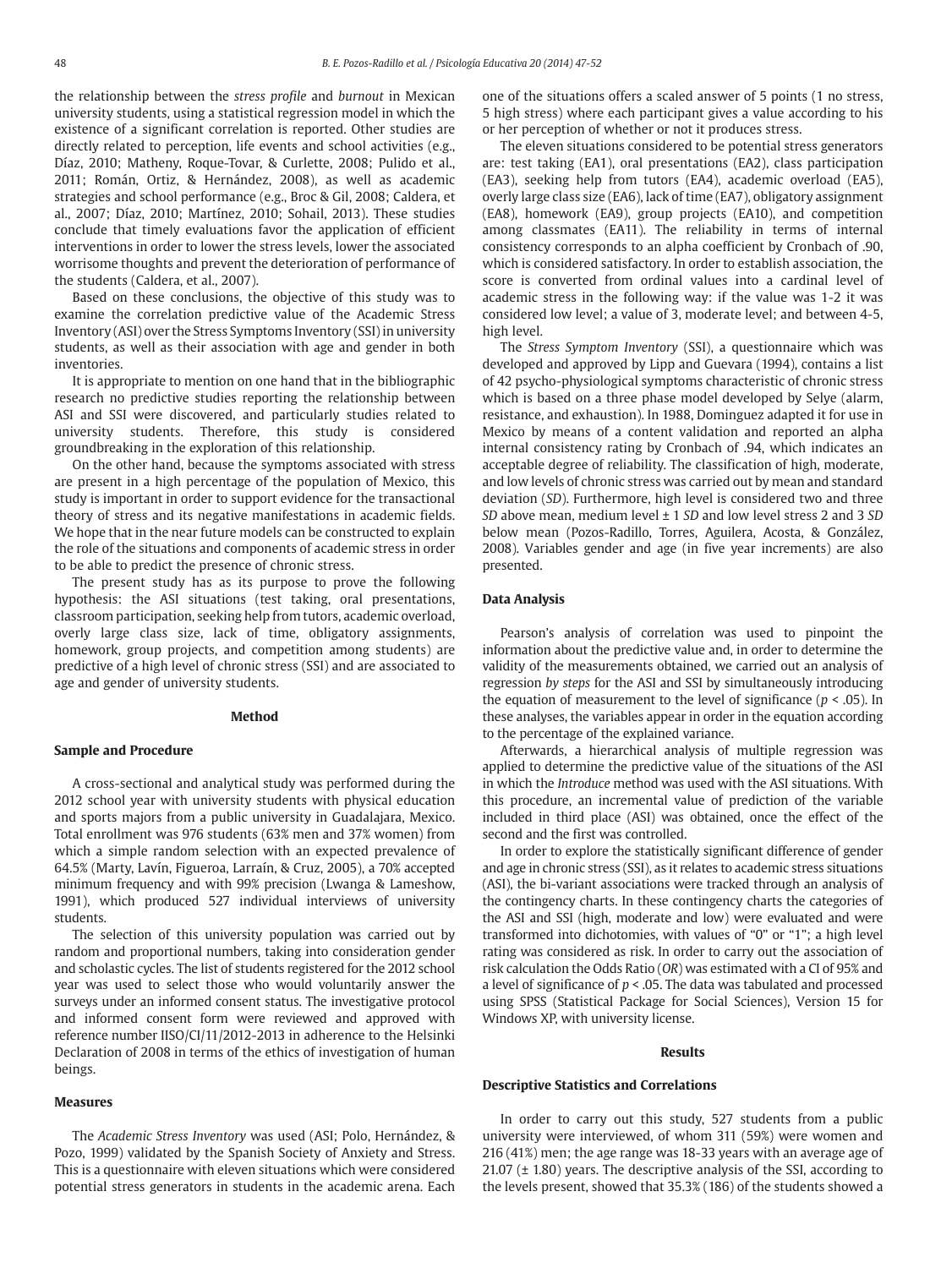the relationship between the *stress profile* and *burnout* in Mexican university students, using a statistical regression model in which the existence of a significant correlation is reported. Other studies are directly related to perception, life events and school activities (e.g., Díaz, 2010; Matheny, Roque-Tovar, & Curlette, 2008; Pulido et al., 2011; Román, Ortiz, & Hernández, 2008), as well as academic strategies and school performance (e.g., Broc & Gil, 2008; Caldera, et al., 2007; Díaz, 2010; Martínez, 2010; Sohail, 2013). These studies conclude that timely evaluations favor the application of efficient interventions in order to lower the stress levels, lower the associated worrisome thoughts and prevent the deterioration of performance of the students (Caldera, et al., 2007).

Based on these conclusions, the objective of this study was to examine the correlation predictive value of the Academic Stress Inventory (ASI) over the Stress Symptoms Inventory (SSI) in university students, as well as their association with age and gender in both inventories.

It is appropriate to mention on one hand that in the bibliographic research no predictive studies reporting the relationship between ASI and SSI were discovered, and particularly studies related to university students. Therefore, this study is considered groundbreaking in the exploration of this relationship.

On the other hand, because the symptoms associated with stress are present in a high percentage of the population of Mexico, this study is important in order to support evidence for the transactional theory of stress and its negative manifestations in academic fields. We hope that in the near future models can be constructed to explain the role of the situations and components of academic stress in order to be able to predict the presence of chronic stress.

The present study has as its purpose to prove the following hypothesis: the ASI situations (test taking, oral presentations, classroom participation, seeking help from tutors, academic overload, overly large class size, lack of time, obligatory assignments, homework, group projects, and competition among students) are predictive of a high level of chronic stress (SSI) and are associated to age and gender of university students.

## Method

### Sample and Procedure

A cross-sectional and analytical study was performed during the 2012 school year with university students with physical education and sports majors from a public university in Guadalajara, Mexico. Total enrollment was 976 students (63% men and 37% women) from which a simple random selection with an expected prevalence of 64.5% (Marty, Lavín, Figueroa, Larraín, & Cruz, 2005), a 70% accepted minimum frequency and with 99% precision (Lwanga & Lameshow, 1991), which produced 527 individual interviews of university students.

The selection of this university population was carried out by random and proportional numbers, taking into consideration gender and scholastic cycles. The list of students registered for the 2012 school year was used to select those who would voluntarily answer the surveys under an informed consent status. The investigative protocol and informed consent form were reviewed and approved with reference number IISO/CI/11/2012-2013 in adherence to the Helsinki Declaration of 2008 in terms of the ethics of investigation of human beings.

### Measures

The *Academic Stress Inventory* was used (ASI; Polo, Hernández, & Pozo, 1999) validated by the Spanish Society of Anxiety and Stress. This is a questionnaire with eleven situations which were considered potential stress generators in students in the academic arena. Each one of the situations offers a scaled answer of 5 points (1 no stress, 5 high stress) where each participant gives a value according to his or her perception of whether or not it produces stress.

The eleven situations considered to be potential stress generators are: test taking (EA1), oral presentations (EA2), class participation (EA3), seeking help from tutors (EA4), academic overload (EA5), overly large class size (EA6), lack of time (EA7), obligatory assignment (EA8), homework (EA9), group projects (EA10), and competition among classmates (EA11). The reliability in terms of internal consistency corresponds to an alpha coefficient by Cronbach of .90, which is considered satisfactory. In order to establish association, the score is converted from ordinal values into a cardinal level of academic stress in the following way: if the value was 1-2 it was considered low level; a value of 3, moderate level; and between 4-5, high level.

The *Stress Symptom Inventory* (SSI), a questionnaire which was developed and approved by Lipp and Guevara (1994), contains a list of 42 psycho-physiological symptoms characteristic of chronic stress which is based on a three phase model developed by Selye (alarm, resistance, and exhaustion). In 1988, Dominguez adapted it for use in Mexico by means of a content validation and reported an alpha internal consistency rating by Cronbach of .94, which indicates an acceptable degree of reliability. The classification of high, moderate, and low levels of chronic stress was carried out by mean and standard deviation (*SD*). Furthermore, high level is considered two and three *SD* above mean, medium level ± 1 *SD* and low level stress 2 and 3 *SD* below mean (Pozos-Radillo, Torres, Aguilera, Acosta, & González, 2008). Variables gender and age (in five year increments) are also presented.

### Data Analysis

Pearson's analysis of correlation was used to pinpoint the information about the predictive value and, in order to determine the validity of the measurements obtained, we carried out an analysis of regression *by steps* for the ASI and SSI by simultaneously introducing the equation of measurement to the level of significance ($p < .05$). In these analyses, the variables appear in order in the equation according to the percentage of the explained variance.

Afterwards, a hierarchical analysis of multiple regression was applied to determine the predictive value of the situations of the ASI in which the *Introduce* method was used with the ASI situations. With this procedure, an incremental value of prediction of the variable included in third place (ASI) was obtained, once the effect of the second and the first was controlled.

In order to explore the statistically significant difference of gender and age in chronic stress (SSI), as it relates to academic stress situations (ASI), the bi-variant associations were tracked through an analysis of the contingency charts. In these contingency charts the categories of the ASI and SSI (high, moderate and low) were evaluated and were transformed into dichotomies, with values of "0" or "1"; a high level rating was considered as risk. In order to carry out the association of risk calculation the Odds Ratio (*OR*) was estimated with a CI of 95% and a level of significance of $p < .05$. The data was tabulated and processed using SPSS (Statistical Package for Social Sciences), Version 15 for Windows XP, with university license.

## Results

### Descriptive Statistics and Correlations

In order to carry out this study, 527 students from a public university were interviewed, of whom 311 (59%) were women and 216 (41%) men; the age range was 18-33 years with an average age of 21.07 (± 1.80) years. The descriptive analysis of the SSI, according to the levels present, showed that 35.3% (186) of the students showed a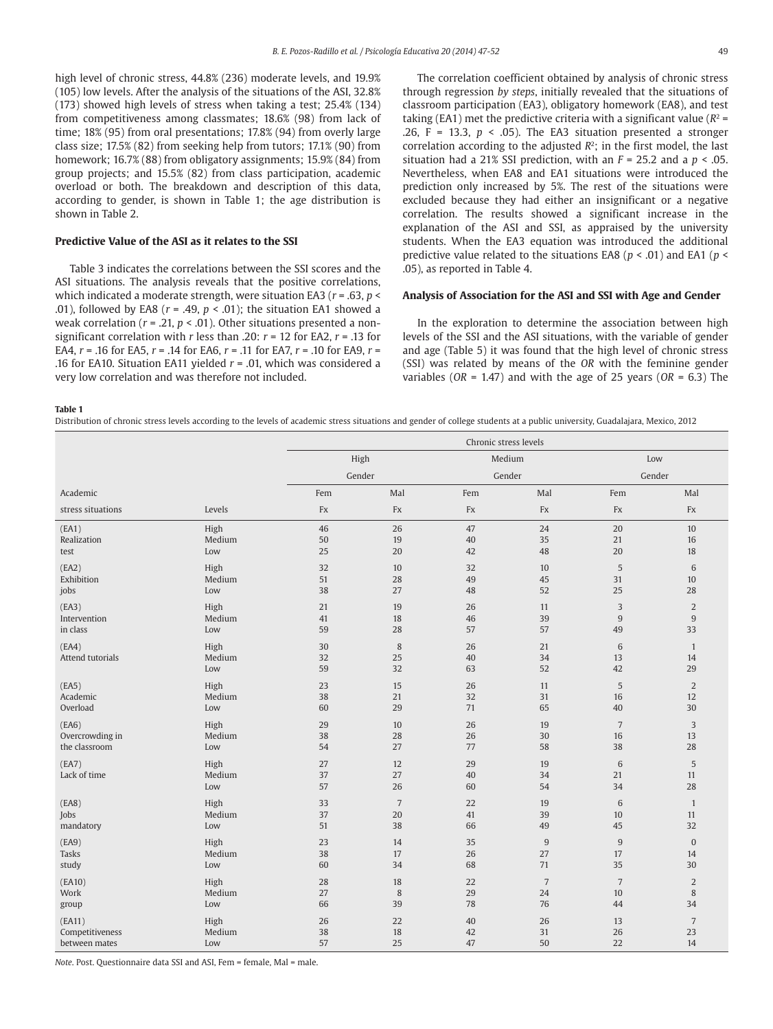high level of chronic stress, 44.8% (236) moderate levels, and 19.9% (105) low levels. After the analysis of the situations of the ASI, 32.8% (173) showed high levels of stress when taking a test; 25.4% (134) from competitiveness among classmates; 18.6% (98) from lack of time; 18% (95) from oral presentations; 17.8% (94) from overly large class size; 17.5% (82) from seeking help from tutors; 17.1% (90) from homework; 16.7% (88) from obligatory assignments; 15.9% (84) from group projects; and 15.5% (82) from class participation, academic overload or both. The breakdown and description of this data, according to gender, is shown in Table 1; the age distribution is shown in Table 2.

### Predictive Value of the ASI as it relates to the SSI

Table 3 indicates the correlations between the SSI scores and the ASI situations. The analysis reveals that the positive correlations, which indicated a moderate strength, were situation EA3 ($r$ = .63, $p$ < .01), followed by EA8 ($r$ = .49, $p$ < .01); the situation EA1 showed a weak correlation ($r$ = .21, $p$ < .01). Other situations presented a non-significant correlation with $r$ less than .20: $r$ = 12 for EA2, $r$ = .13 for EA4, $r$ = .16 for EA5, $r$ = .14 for EA6, $r$ = .11 for EA7, $r$ = .10 for EA9, $r$ = .16 for EA10. Situation EA11 yielded $r$ = .01, which was considered a very low correlation and was therefore not included.

The correlation coefficient obtained by analysis of chronic stress through regression *by steps*, initially revealed that the situations of classroom participation (EA3), obligatory homework (EA8), and test taking (EA1) met the predictive criteria with a significant value ($R^2$ = .26, F = 13.3, $p$ < .05). The EA3 situation presented a stronger correlation according to the adjusted $R^2$; in the first model, the last situation had a 21% SSI prediction, with an $F$ = 25.2 and a $p$ < .05. Nevertheless, when EA8 and EA1 situations were introduced the prediction only increased by 5%. The rest of the situations were excluded because they had either an insignificant or a negative correlation. The results showed a significant increase in the explanation of the ASI and SSI, as appraised by the university students. When the EA3 equation was introduced the additional predictive value related to the situations EA8 ($p$ < .01) and EA1 ($p$ < .05), as reported in Table 4.

### Analysis of Association for the ASI and SSI with Age and Gender

In the exploration to determine the association between high levels of the SSI and the ASI situations, with the variable of gender and age (Table 5) it was found that the high level of chronic stress (SSI) was related by means of the *OR* with the feminine gender variables (*OR* = 1.47) and with the age of 25 years (*OR* = 6.3) The

**Table 1**
Distribution of chronic stress levels according to the levels of academic stress situations and gender of college students at a public university, Guadalajara, Mexico, 2012

| | | Chronic stress levels | | | | | |
|---|---|---|---|---|---|---|---|
| | | High | | Medium | | Low | |
| | | Gender | | Gender | | Gender | |
| Academic | | Fem | Mal | Fem | Mal | Fem | Mal |
| stress situations | Levels | Fx | Fx | Fx | Fx | Fx | Fx |
| (EA1) | High | 46 | 26 | 47 | 24 | 20 | 10 |
| Realization | Medium | 50 | 19 | 40 | 35 | 21 | 16 |
| test | Low | 25 | 20 | 42 | 48 | 20 | 18 |
| (EA2) | High | 32 | 10 | 32 | 10 | 5 | 6 |
| Exhibition | Medium | 51 | 28 | 49 | 45 | 31 | 10 |
| jobs | Low | 38 | 27 | 48 | 52 | 25 | 28 |
| (EA3) | High | 21 | 19 | 26 | 11 | 3 | 2 |
| Intervention | Medium | 41 | 18 | 46 | 39 | 9 | 9 |
| in class | Low | 59 | 28 | 57 | 57 | 49 | 33 |
| (EA4) | High | 30 | 8 | 26 | 21 | 6 | 1 |
| Attend tutorials | Medium | 32 | 25 | 40 | 34 | 13 | 14 |
| | Low | 59 | 32 | 63 | 52 | 42 | 29 |
| (EA5) | High | 23 | 15 | 26 | 11 | 5 | 2 |
| Academic | Medium | 38 | 21 | 32 | 31 | 16 | 12 |
| Overload | Low | 60 | 29 | 71 | 65 | 40 | 30 |
| (EA6) | High | 29 | 10 | 26 | 19 | 7 | 3 |
| Overcrowding in | Medium | 38 | 28 | 26 | 30 | 16 | 13 |
| the classroom | Low | 54 | 27 | 77 | 58 | 38 | 28 |
| (EA7) | High | 27 | 12 | 29 | 19 | 6 | 5 |
| Lack of time | Medium | 37 | 27 | 40 | 34 | 21 | 11 |
| | Low | 57 | 26 | 60 | 54 | 34 | 28 |
| (EA8) | High | 33 | 7 | 22 | 19 | 6 | 1 |
| Jobs | Medium | 37 | 20 | 41 | 39 | 10 | 11 |
| mandatory | Low | 51 | 38 | 66 | 49 | 45 | 32 |
| (EA9) | High | 23 | 14 | 35 | 9 | 9 | 0 |
| Tasks | Medium | 38 | 17 | 26 | 27 | 17 | 14 |
| study | Low | 60 | 34 | 68 | 71 | 35 | 30 |
| (EA10) | High | 28 | 18 | 22 | 7 | 7 | 2 |
| Work | Medium | 27 | 8 | 29 | 24 | 10 | 8 |
| group | Low | 66 | 39 | 78 | 76 | 44 | 34 |
| (EA11) | High | 26 | 22 | 40 | 26 | 13 | 7 |
| Competitiveness | Medium | 38 | 18 | 42 | 31 | 26 | 23 |
| between mates | Low | 57 | 25 | 47 | 50 | 22 | 14 |

*Note*. Post. Questionnaire data SSI and ASI, Fem = female, Mal = male.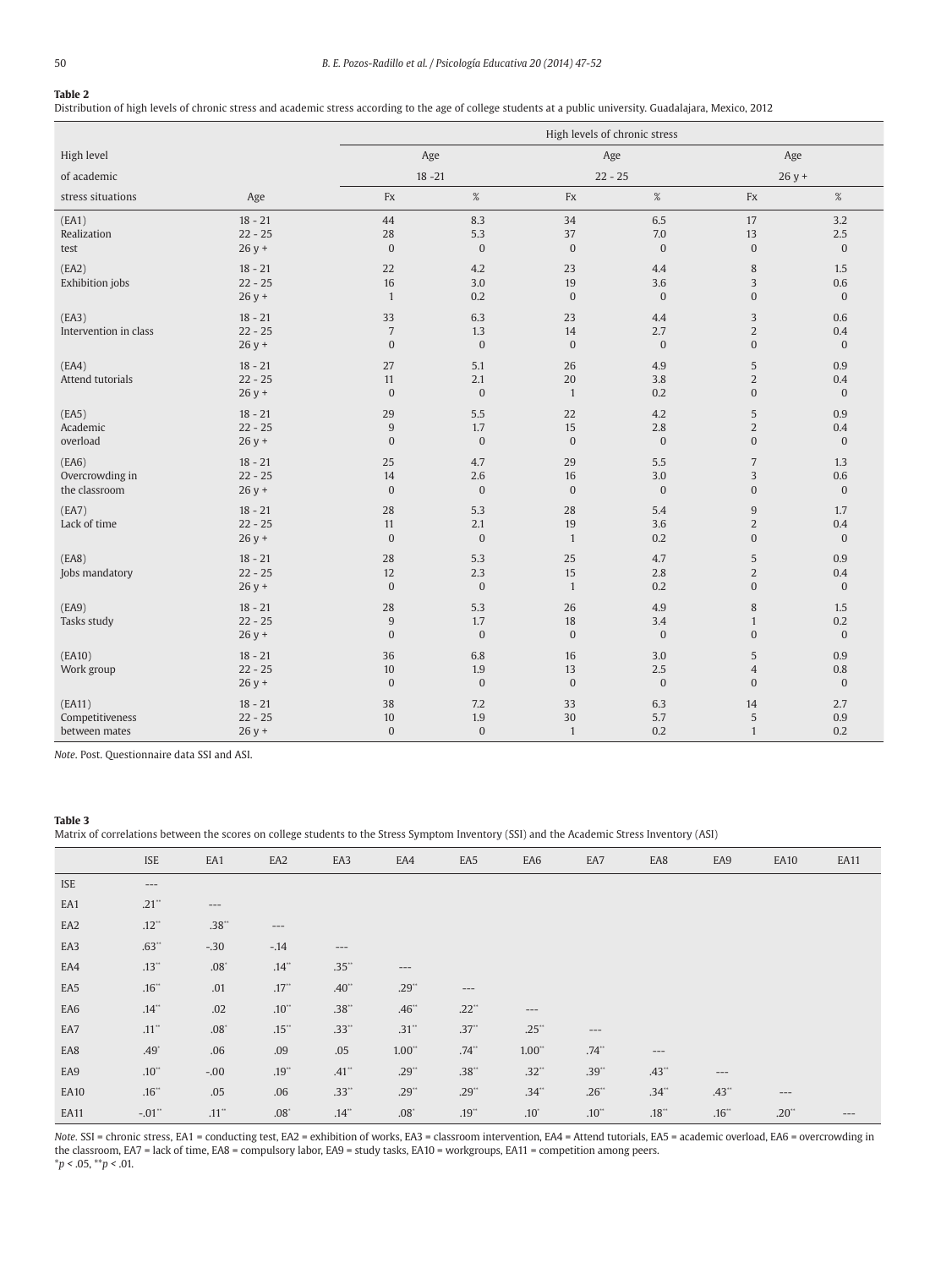**Table 2**
Distribution of high levels of chronic stress and academic stress according to the age of college students at a public university. Guadalajara, Mexico, 2012

| High level of academic stress situations | Age | High levels of chronic stress Age 18 -21 Fx | % | Age 22 - 25 Fx | % | Age 26 y + Fx | % |
|---|---|---|---|---|---|---|---|
| (EA1) Realization test | 18 - 21 | 44 | 8.3 | 34 | 6.5 | 17 | 3.2 |
| | 22 - 25 | 28 | 5.3 | 37 | 7.0 | 13 | 2.5 |
| | 26 y + | 0 | 0 | 0 | 0 | 0 | 0 |
| (EA2) Exhibition jobs | 18 - 21 | 22 | 4.2 | 23 | 4.4 | 8 | 1.5 |
| | 22 - 25 | 16 | 3.0 | 19 | 3.6 | 3 | 0.6 |
| | 26 y + | 1 | 0.2 | 0 | 0 | 0 | 0 |
| (EA3) Intervention in class | 18 - 21 | 33 | 6.3 | 23 | 4.4 | 3 | 0.6 |
| | 22 - 25 | 7 | 1.3 | 14 | 2.7 | 2 | 0.4 |
| | 26 y + | 0 | 0 | 0 | 0 | 0 | 0 |
| (EA4) Attend tutorials | 18 - 21 | 27 | 5.1 | 26 | 4.9 | 5 | 0.9 |
| | 22 - 25 | 11 | 2.1 | 20 | 3.8 | 2 | 0.4 |
| | 26 y + | 0 | 0 | 1 | 0.2 | 0 | 0 |
| (EA5) Academic overload | 18 - 21 | 29 | 5.5 | 22 | 4.2 | 5 | 0.9 |
| | 22 - 25 | 9 | 1.7 | 15 | 2.8 | 2 | 0.4 |
| | 26 y + | 0 | 0 | 0 | 0 | 0 | 0 |
| (EA6) Overcrowding in the classroom | 18 - 21 | 25 | 4.7 | 29 | 5.5 | 7 | 1.3 |
| | 22 - 25 | 14 | 2.6 | 16 | 3.0 | 3 | 0.6 |
| | 26 y + | 0 | 0 | 0 | 0 | 0 | 0 |
| (EA7) Lack of time | 18 - 21 | 28 | 5.3 | 28 | 5.4 | 9 | 1.7 |
| | 22 - 25 | 11 | 2.1 | 19 | 3.6 | 2 | 0.4 |
| | 26 y + | 0 | 0 | 1 | 0.2 | 0 | 0 |
| (EA8) Jobs mandatory | 18 - 21 | 28 | 5.3 | 25 | 4.7 | 5 | 0.9 |
| | 22 - 25 | 12 | 2.3 | 15 | 2.8 | 2 | 0.4 |
| | 26 y + | 0 | 0 | 1 | 0.2 | 0 | 0 |
| (EA9) Tasks study | 18 - 21 | 28 | 5.3 | 26 | 4.9 | 8 | 1.5 |
| | 22 - 25 | 9 | 1.7 | 18 | 3.4 | 1 | 0.2 |
| | 26 y + | 0 | 0 | 0 | 0 | 0 | 0 |
| (EA10) Work group | 18 - 21 | 36 | 6.8 | 16 | 3.0 | 5 | 0.9 |
| | 22 - 25 | 10 | 1.9 | 13 | 2.5 | 4 | 0.8 |
| | 26 y + | 0 | 0 | 0 | 0 | 0 | 0 |
| (EA11) Competitiveness between mates | 18 - 21 | 38 | 7.2 | 33 | 6.3 | 14 | 2.7 |
| | 22 - 25 | 10 | 1.9 | 30 | 5.7 | 5 | 0.9 |
| | 26 y + | 0 | 0 | 1 | 0.2 | 1 | 0.2 |

*Note.* Post. Questionnaire data SSI and ASI.

**Table 3**
Matrix of correlations between the scores on college students to the Stress Symptom Inventory (SSI) and the Academic Stress Inventory (ASI)

| | ISE | EA1 | EA2 | EA3 | EA4 | EA5 | EA6 | EA7 | EA8 | EA9 | EA10 | EA11 |
|---|---|---|---|---|---|---|---|---|---|---|---|---|
| ISE | --- | | | | | | | | | | | |
| EA1 | .21** | --- | | | | | | | | | | |
| EA2 | .12** | .38** | --- | | | | | | | | | |
| EA3 | .63** | -.30 | -.14 | --- | | | | | | | | |
| EA4 | .13** | .08* | .14** | .35** | --- | | | | | | | |
| EA5 | .16** | .01 | .17** | .40** | .29** | --- | | | | | | |
| EA6 | .14** | .02 | .10** | .38** | .46** | .22** | --- | | | | | |
| EA7 | .11** | .08* | .15** | .33** | .31** | .37** | .25** | --- | | | | |
| EA8 | .49* | .06 | .09 | .05 | 1.00** | .74** | 1.00** | .74** | --- | | | |
| EA9 | .10** | -.00 | .19** | .41** | .29** | .38** | .32** | .39** | .43** | --- | | |
| EA10 | .16** | .05 | .06 | .33** | .29** | .29** | .34** | .26** | .34** | .43** | --- | |
| EA11 | -.01** | .11** | .08* | .14** | .08* | .19** | .10* | .10** | .18** | .16** | .20** | --- |

*Note.* SSI = chronic stress, EA1 = conducting test, EA2 = exhibition of works, EA3 = classroom intervention, EA4 = Attend tutorials, EA5 = academic overload, EA6 = overcrowding in the classroom, EA7 = lack of time, EA8 = compulsory labor, EA9 = study tasks, EA10 = workgroups, EA11 = competition among peers.
$^{*}p < .05$, $^{**}p < .01$.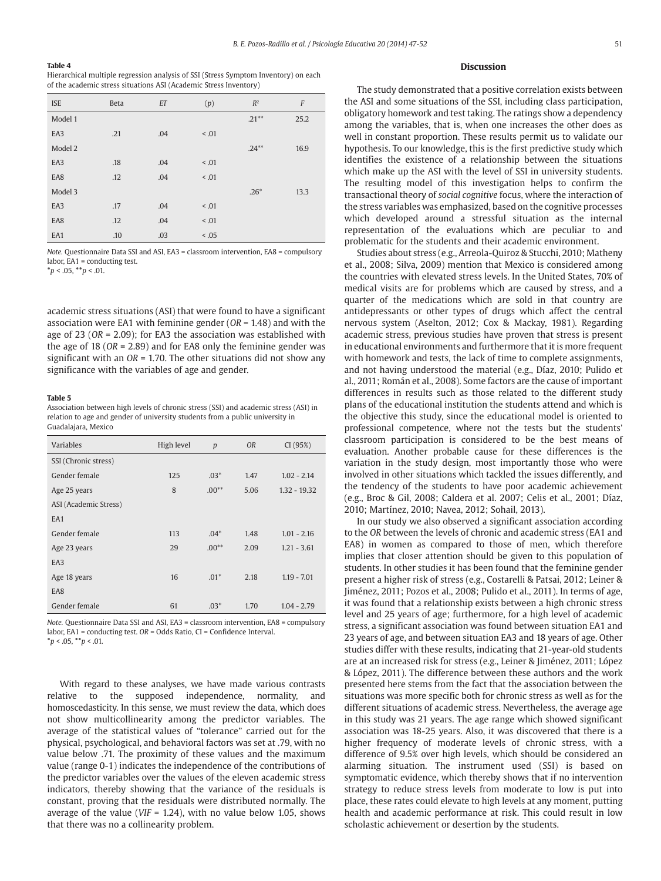**Table 4**
Hierarchical multiple regression analysis of SSI (Stress Symptom Inventory) on each of the academic stress situations ASI (Academic Stress Inventory)

| ISE | Beta | *ET* | (*p*) | $R^2$ | *F* |
|---|---|---|---|---|---|
| Model 1 | | | | .21** | 25.2 |
| EA3 | .21 | .04 | < .01 | | |
| Model 2 | | | | .24** | 16.9 |
| EA3 | .18 | .04 | < .01 | | |
| EA8 | .12 | .04 | < .01 | | |
| Model 3 | | | | .26* | 13.3 |
| EA3 | .17 | .04 | < .01 | | |
| EA8 | .12 | .04 | < .01 | | |
| EA1 | .10 | .03 | < .05 | | |

*Note.* Questionnaire Data SSI and ASI, EA3 = classroom intervention, EA8 = compulsory labor, EA1 = conducting test.
\*$p < .05$, \*\*$p < .01$.

academic stress situations (ASI) that were found to have a significant association were EA1 with feminine gender (*OR* = 1.48) and with the age of 23 (*OR* = 2.09); for EA3 the association was established with the age of 18 (*OR* = 2.89) and for EA8 only the feminine gender was significant with an *OR* = 1.70. The other situations did not show any significance with the variables of age and gender.

**Table 5**
Association between high levels of chronic stress (SSI) and academic stress (ASI) in relation to age and gender of university students from a public university in Guadalajara, Mexico

| Variables | High level | *p* | *OR* | CI (95%) |
|---|---|---|---|---|
| SSI (Chronic stress) | | | | |
| Gender female | 125 | .03* | 1.47 | 1.02 - 2.14 |
| Age 25 years | 8 | .00** | 5.06 | 1.32 - 19.32 |
| ASI (Academic Stress) | | | | |
| EA1 | | | | |
| Gender female | 113 | .04* | 1.48 | 1.01 - 2.16 |
| Age 23 years | 29 | .00** | 2.09 | 1.21 - 3.61 |
| EA3 | | | | |
| Age 18 years | 16 | .01* | 2.18 | 1.19 - 7.01 |
| EA8 | | | | |
| Gender female | 61 | .03* | 1.70 | 1.04 - 2.79 |

*Note.* Questionnaire Data SSI and ASI, EA3 = classroom intervention, EA8 = compulsory labor, EA1 = conducting test. *OR* = Odds Ratio, CI = Confidence Interval.
\*$p < .05$, \*\*$p < .01$.

With regard to these analyses, we have made various contrasts relative to the supposed independence, normality, and homoscedasticity. In this sense, we must review the data, which does not show multicollinearity among the predictor variables. The average of the statistical values of "tolerance" carried out for the physical, psychological, and behavioral factors was set at .79, with no value below .71. The proximity of these values and the maximum value (range 0-1) indicates the independence of the contributions of the predictor variables over the values of the eleven academic stress indicators, thereby showing that the variance of the residuals is constant, proving that the residuals were distributed normally. The average of the value (*VIF* = 1.24), with no value below 1.05, shows that there was no a collinearity problem.

## Discussion

The study demonstrated that a positive correlation exists between the ASI and some situations of the SSI, including class participation, obligatory homework and test taking. The ratings show a dependency among the variables, that is, when one increases the other does as well in constant proportion. These results permit us to validate our hypothesis. To our knowledge, this is the first predictive study which identifies the existence of a relationship between the situations which make up the ASI with the level of SSI in university students. The resulting model of this investigation helps to confirm the transactional theory of *social cognitive* focus, where the interaction of the stress variables was emphasized, based on the cognitive processes which developed around a stressful situation as the internal representation of the evaluations which are peculiar to and problematic for the students and their academic environment.

Studies about stress (e.g., Arreola-Quiroz & Stucchi, 2010; Matheny et al., 2008; Silva, 2009) mention that Mexico is considered among the countries with elevated stress levels. In the United States, 70% of medical visits are for problems which are caused by stress, and a quarter of the medications which are sold in that country are antidepressants or other types of drugs which affect the central nervous system (Aselton, 2012; Cox & Mackay, 1981). Regarding academic stress, previous studies have proven that stress is present in educational environments and furthermore that it is more frequent with homework and tests, the lack of time to complete assignments, and not having understood the material (e.g., Díaz, 2010; Pulido et al., 2011; Román et al., 2008). Some factors are the cause of important differences in results such as those related to the different study plans of the educational institution the students attend and which is the objective this study, since the educational model is oriented to professional competence, where not the tests but the students' classroom participation is considered to be the best means of evaluation. Another probable cause for these differences is the variation in the study design, most importantly those who were involved in other situations which tackled the issues differently, and the tendency of the students to have poor academic achievement (e.g., Broc & Gil, 2008; Caldera et al. 2007; Celis et al., 2001; Díaz, 2010; Martínez, 2010; Navea, 2012; Sohail, 2013).

In our study we also observed a significant association according to the *OR* between the levels of chronic and academic stress (EA1 and EA8) in women as compared to those of men, which therefore implies that closer attention should be given to this population of students. In other studies it has been found that the feminine gender present a higher risk of stress (e.g., Costarelli & Patsai, 2012; Leiner & Jiménez, 2011; Pozos et al., 2008; Pulido et al., 2011). In terms of age, it was found that a relationship exists between a high chronic stress level and 25 years of age; furthermore, for a high level of academic stress, a significant association was found between situation EA1 and 23 years of age, and between situation EA3 and 18 years of age. Other studies differ with these results, indicating that 21-year-old students are at an increased risk for stress (e.g., Leiner & Jiménez, 2011; López & López, 2011). The difference between these authors and the work presented here stems from the fact that the association between the situations was more specific both for chronic stress as well as for the different situations of academic stress. Nevertheless, the average age in this study was 21 years. The age range which showed significant association was 18-25 years. Also, it was discovered that there is a higher frequency of moderate levels of chronic stress, with a difference of 9.5% over high levels, which should be considered an alarming situation. The instrument used (SSI) is based on symptomatic evidence, which thereby shows that if no intervention strategy to reduce stress levels from moderate to low is put into place, these rates could elevate to high levels at any moment, putting health and academic performance at risk. This could result in low scholastic achievement or desertion by the students.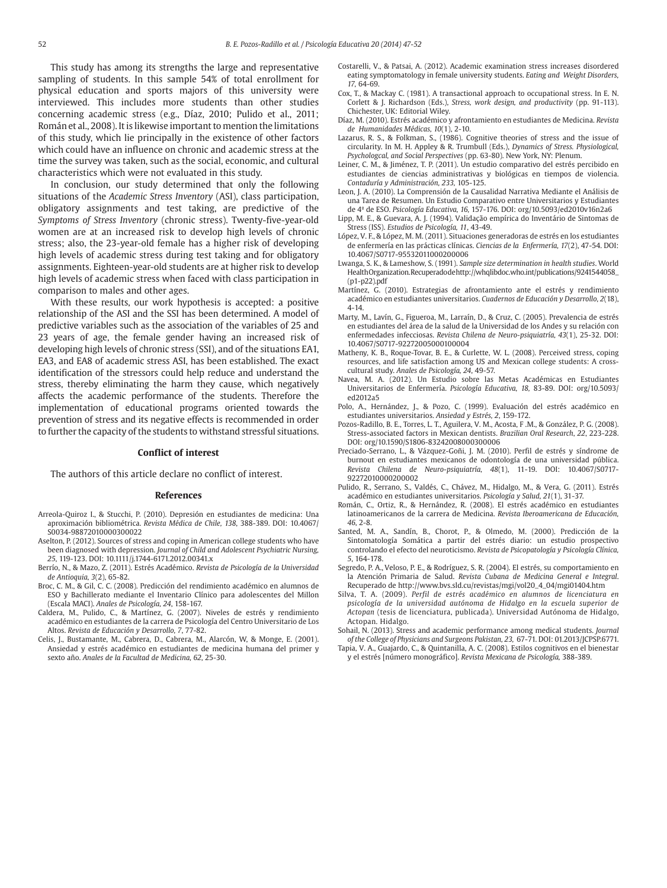This study has among its strengths the large and representative sampling of students. In this sample 54% of total enrollment for physical education and sports majors of this university were interviewed. This includes more students than other studies concerning academic stress (e.g., Díaz, 2010; Pulido et al., 2011; Román et al., 2008). It is likewise important to mention the limitations of this study, which lie principally in the existence of other factors which could have an influence on chronic and academic stress at the time the survey was taken, such as the social, economic, and cultural characteristics which were not evaluated in this study.

In conclusion, our study determined that only the following situations of the *Academic Stress Inventory* (ASI), class participation, obligatory assignments and test taking, are predictive of the *Symptoms of Stress Inventory* (chronic stress). Twenty-five-year-old women are at an increased risk to develop high levels of chronic stress; also, the 23-year-old female has a higher risk of developing high levels of academic stress during test taking and for obligatory assignments. Eighteen-year-old students are at higher risk to develop high levels of academic stress when faced with class participation in comparison to males and other ages.

With these results, our work hypothesis is accepted: a positive relationship of the ASI and the SSI has been determined. A model of predictive variables such as the association of the variables of 25 and 23 years of age, the female gender having an increased risk of developing high levels of chronic stress (SSI), and of the situations EA1, EA3, and EA8 of academic stress ASI, has been established. The exact identification of the stressors could help reduce and understand the stress, thereby eliminating the harm they cause, which negatively affects the academic performance of the students. Therefore the implementation of educational programs oriented towards the prevention of stress and its negative effects is recommended in order to further the capacity of the students to withstand stressful situations.

## Conflict of interest

The authors of this article declare no conflict of interest.

## References

Arreola-Quiroz I., & Stucchi, P. (2010). Depresión en estudiantes de medicina: Una aproximación bibliométrica. *Revista Médica de Chile, 138*, 388-389. DOI: 10.4067/S0034-98872010000300022

Aselton, P. (2012). Sources of stress and coping in American college students who have been diagnosed with depression. *Journal of Child and Adolescent Psychiatric Nursing, 25*, 119-123. DOI: 10.1111/j.1744-6171.2012.00341.x

Berrío, N., & Mazo, Z. (2011). Estrés Académico. *Revista de Psicología de la Universidad de Antioquia, 3*(2), 65-82.

Broc, C. M., & Gil, C. C. (2008). Predicción del rendimiento académico en alumnos de ESO y Bachillerato mediante el Inventario Clínico para adolescentes del Millon (Escala MACI). *Anales de Psicología, 24*, 158-167.

Caldera, M., Pulido, C., & Martínez, G. (2007). Niveles de estrés y rendimiento académico en estudiantes de la carrera de Psicología del Centro Universitario de Los Altos. *Revista de Educación y Desarrollo, 7*, 77-82.

Celis, J., Bustamante, M., Cabrera, D., Cabrera, M., Alarcón, W, & Monge, E. (2001). Ansiedad y estrés académico en estudiantes de medicina humana del primer y sexto año. *Anales de la Facultad de Medicina, 62*, 25-30.

Costarelli, V., & Patsai, A. (2012). Academic examination stress increases disordered eating symptomatology in female university students. *Eating and Weight Disorders, 17*, 64-69.

Cox, T., & Mackay C. (1981). A transactional approach to occupational stress. In E. N. Corlett & J. Richardson (Eds.), *Stress, work design, and productivity* (pp. 91-113). Chichester, UK: Editorial Wiley.

Díaz, M. (2010). Estrés académico y afrontamiento en estudiantes de Medicina. *Revista de Humanidades Médicas, 10*(1), 2-10.

Lazarus, R. S., & Folkman, S., (1986). Cognitive theories of stress and the issue of circularity. In M. H. Appley & R. Trumbull (Eds.), *Dynamics of Stress. Physiological, Psychologcal, and Social Perspectives* (pp. 63-80). New York, NY: Plenum.

Leiner, C. M., & Jiménez, T. P. (2011). Un estudio comparativo del estrés percibido en estudiantes de ciencias administrativas y biológicas en tiempos de violencia. *Contaduría y Administración, 233*, 105-125.

Leon, J. A. (2010). La Comprensión de la Causalidad Narrativa Mediante el Análisis de una Tarea de Resumen. Un Estudio Comparativo entre Universitarios y Estudiantes de 4º de ESO. *Psicología Educativa, 16*, 157-176. DOI: org/10.5093/ed2010v16n2a6

Lipp, M. E., & Guevara, A. J. (1994). Validação empírica do Inventário de Sintomas de Stress (ISS). *Estudios de Psicología, 11*, 43-49.

López, V. F., & López, M. M. (2011). Situaciones generadoras de estrés en los estudiantes de enfermería en las prácticas clínicas. *Ciencias de la Enfermería, 17*(2), 47-54. DOI: 10.4067/S0717-95532011000200006

Lwanga, S. K., & Lameshow, S. (1991). *Sample size determination in health studies*. World Health Organization. Recuperado de http://whqlibdoc.who.int/publications/9241544058_(p1-p22).pdf

Martínez, G. (2010). Estrategias de afrontamiento ante el estrés y rendimiento académico en estudiantes universitarios. *Cuadernos de Educación y Desarrollo, 2*(18), 4-14.

Marty, M., Lavín, G., Figueroa, M., Larraín, D., & Cruz, C. (2005). Prevalencia de estrés en estudiantes del área de la salud de la Universidad de los Andes y su relación con enfermedades infecciosas. *Revista Chilena de Neuro-psiquiatría, 43*(1), 25-32. DOI: 10.4067/S0717-92272005000100004

Matheny, K. B., Roque-Tovar, B. E., & Curlette, W. L. (2008). Perceived stress, coping resources, and life satisfaction among US and Mexican college students: A cross-cultural study. *Anales de Psicología, 24*, 49-57.

Navea, M. A. (2012). Un Estudio sobre las Metas Académicas en Estudiantes Universitarios de Enfermería. *Psicología Educativa, 18*, 83-89. DOI: org/10.5093/ed2012a5

Polo, A., Hernández, J., & Pozo, C. (1999). Evaluación del estrés académico en estudiantes universitarios. *Ansiedad y Estrés, 2*, 159-172.

Pozos-Radillo, B. E., Torres, L. T., Aguilera, V. M., Acosta, F .M., & González, P. G. (2008). Stress-associated factors in Mexican dentists. *Brazilian Oral Research, 22*, 223-228. DOI: org/10.1590/S1806-83242008000300006

Preciado-Serrano, L., & Vázquez-Goñi, J. M. (2010). Perfil de estrés y síndrome de burnout en estudiantes mexicanos de odontología de una universidad pública. *Revista Chilena de Neuro-psiquiatría, 48*(1), 11-19. DOI: 10.4067/S0717-92272010000200002

Pulido, R., Serrano, S., Valdés, C., Chávez, M., Hidalgo, M., & Vera, G. (2011). Estrés académico en estudiantes universitarios. *Psicología y Salud, 21*(1), 31-37.

Román, C., Ortiz, R., & Hernández, R. (2008). El estrés académico en estudiantes latinoamericanos de la carrera de Medicina. *Revista Iberoamericana de Educación, 46*, 2-8.

Santed, M. A., Sandín, B., Chorot, P., & Olmedo, M. (2000). Predicción de la Sintomatología Somática a partir del estrés diario: un estudio prospectivo controlando el efecto del neuroticismo. *Revista de Psicopatología y Psicología Clínica, 5*, 164-178.

Segredo, P. A., Veloso, P. E., & Rodríguez, S. R. (2004). El estrés, su comportamiento en la Atención Primaria de Salud. *Revista Cubana de Medicina General e Integral*. Recuperado de http://www.bvs.sld.cu/revistas/mgi/vol20_4_04/mgi01404.htm

Silva, T. A. (2009). *Perfil de estrés académico en alumnos de licenciatura en psicología de la universidad autónoma de Hidalgo en la escuela superior de Actopan* (tesis de licenciatura, publicada). Universidad Autónoma de Hidalgo, Actopan. Hidalgo.

Sohail, N. (2013). Stress and academic performance among medical students. *Journal of the College of Physicians and Surgeons Pakistan, 23*, 67-71. DOI: 01.2013/JCPSP.6771.

Tapia, V. A., Guajardo, C., & Quintanilla, A. C. (2008). Estilos cognitivos en el bienestar y el estrés [número monográfico]. *Revista Mexicana de Psicología*, 388-389.